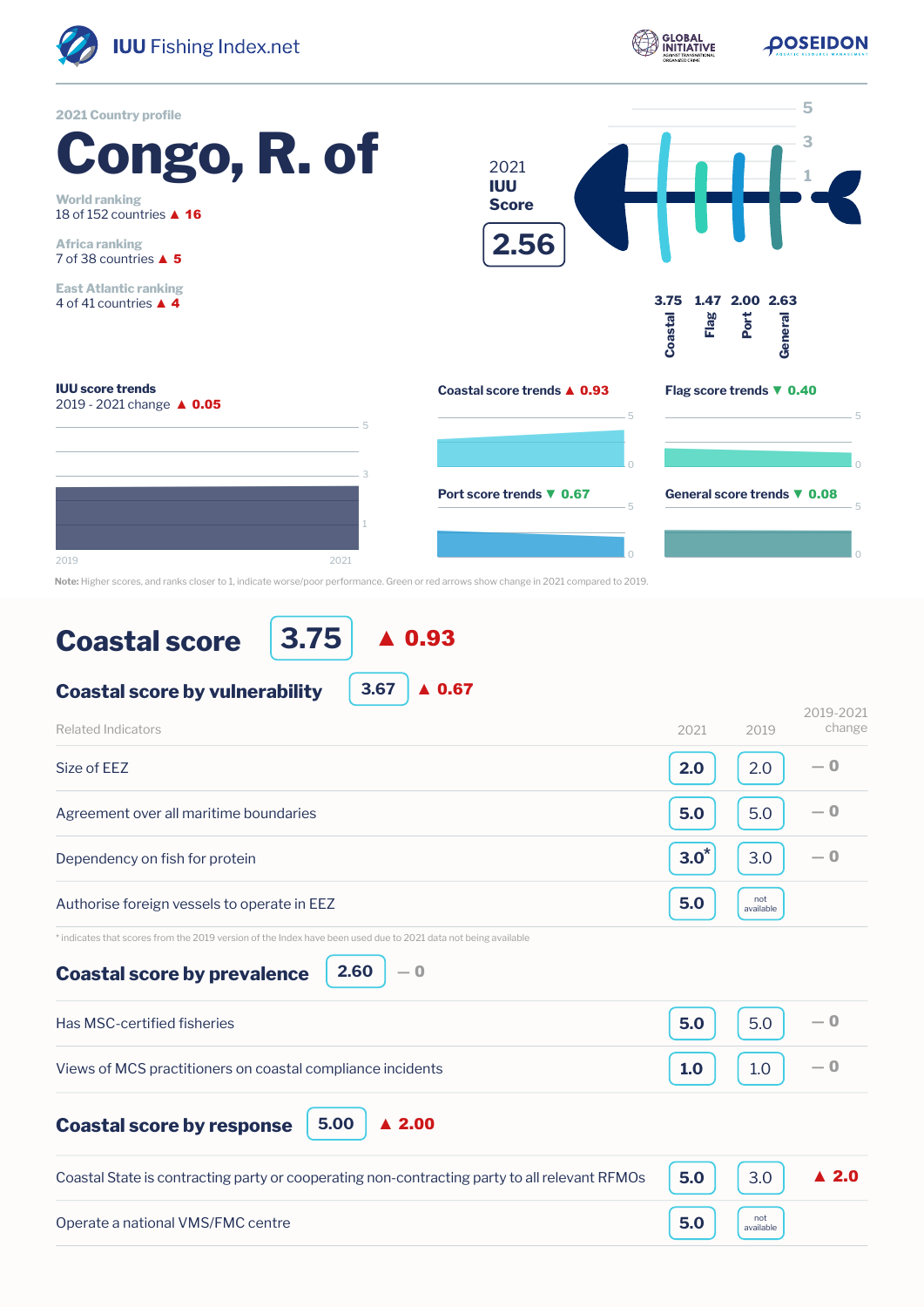IUU Fishing Index.net

2021 Country profile

# Congo, R. of

World ranking
18 of 152 countries ▲ 16

Africa ranking
7 of 38 countries ▲ 5

East Atlantic ranking
4 of 41 countries ▲ 4

2021 **IUU Score**

**2.56**

| Coastal | Flag | Port | General |
|---|---|---|---|
| 3.75 | 1.47 | 2.00 | 2.63 |

**IUU score trends**
2019 - 2021 change ▲ 0.05

**Coastal score trends** ▲ 0.93

**Flag score trends** ▼ 0.40

**Port score trends** ▼ 0.67

**General score trends** ▼ 0.08

**Note:** Higher scores, and ranks closer to 1, indicate worse/poor performance. Green or red arrows show change in 2021 compared to 2019.

## Coastal score 3.75 ▲ 0.93

### Coastal score by vulnerability 3.67 ▲ 0.67

| Related Indicators | 2021 | 2019 | 2019-2021 change |
|---|---|---|---|
| Size of EEZ | 2.0 | 2.0 | — 0 |
| Agreement over all maritime boundaries | 5.0 | 5.0 | — 0 |
| Dependency on fish for protein | 3.0* | 3.0 | — 0 |
| Authorise foreign vessels to operate in EEZ | 5.0 | not available | |

\* indicates that scores from the 2019 version of the Index have been used due to 2021 data not being available

### Coastal score by prevalence 2.60 — 0

| Related Indicators | 2021 | 2019 | 2019-2021 change |
|---|---|---|---|
| Has MSC-certified fisheries | 5.0 | 5.0 | — 0 |
| Views of MCS practitioners on coastal compliance incidents | 1.0 | 1.0 | — 0 |

### Coastal score by response 5.00 ▲ 2.00

| Related Indicators | 2021 | 2019 | 2019-2021 change |
|---|---|---|---|
| Coastal State is contracting party or cooperating non-contracting party to all relevant RFMOs | 5.0 | 3.0 | ▲ 2.0 |
| Operate a national VMS/FMC centre | 5.0 | not available | |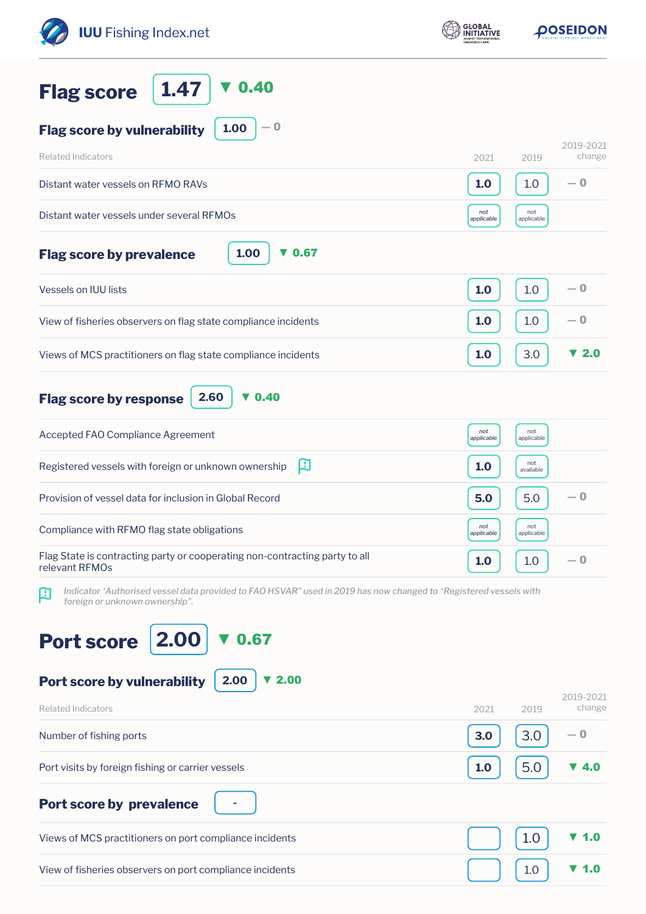## Flag score 1.47 ▼ 0.40

### Flag score by vulnerability 1.00 — 0

| Related Indicators | 2021 | 2019 | 2019-2021 change |
|---|---|---|---|
| Distant water vessels on RFMO RAVs | 1.0 | 1.0 | — 0 |
| Distant water vessels under several RFMOs | not applicable | not applicable | |

### Flag score by prevalence 1.00 ▼ 0.67

| Related Indicators | 2021 | 2019 | 2019-2021 change |
|---|---|---|---|
| Vessels on IUU lists | 1.0 | 1.0 | — 0 |
| View of fisheries observers on flag state compliance incidents | 1.0 | 1.0 | — 0 |
| Views of MCS practitioners on flag state compliance incidents | 1.0 | 3.0 | ▼ 2.0 |

### Flag score by response 2.60 ▼ 0.40

| Related Indicators | 2021 | 2019 | 2019-2021 change |
|---|---|---|---|
| Accepted FAO Compliance Agreement | not applicable | not applicable | |
| Registered vessels with foreign or unknown ownership | 1.0 | not available | |
| Provision of vessel data for inclusion in Global Record | 5.0 | 5.0 | — 0 |
| Compliance with RFMO flag state obligations | not applicable | not applicable | |
| Flag State is contracting party or cooperating non-contracting party to all relevant RFMOs | 1.0 | 1.0 | — 0 |

*Indicator 'Authorised vessel data provided to FAO HSVAR" used in 2019 has now changed to 'Registered vessels with foreign or unknown ownership".*

## Port score 2.00 ▼ 0.67

### Port score by vulnerability 2.00 ▼ 2.00

| Related Indicators | 2021 | 2019 | 2019-2021 change |
|---|---|---|---|
| Number of fishing ports | 3.0 | 3.0 | — 0 |
| Port visits by foreign fishing or carrier vessels | 1.0 | 5.0 | ▼ 4.0 |

### Port score by prevalence -

| Related Indicators | 2021 | 2019 | 2019-2021 change |
|---|---|---|---|
| Views of MCS practitioners on port compliance incidents | | 1.0 | ▼ 1.0 |
| View of fisheries observers on port compliance incidents | | 1.0 | ▼ 1.0 |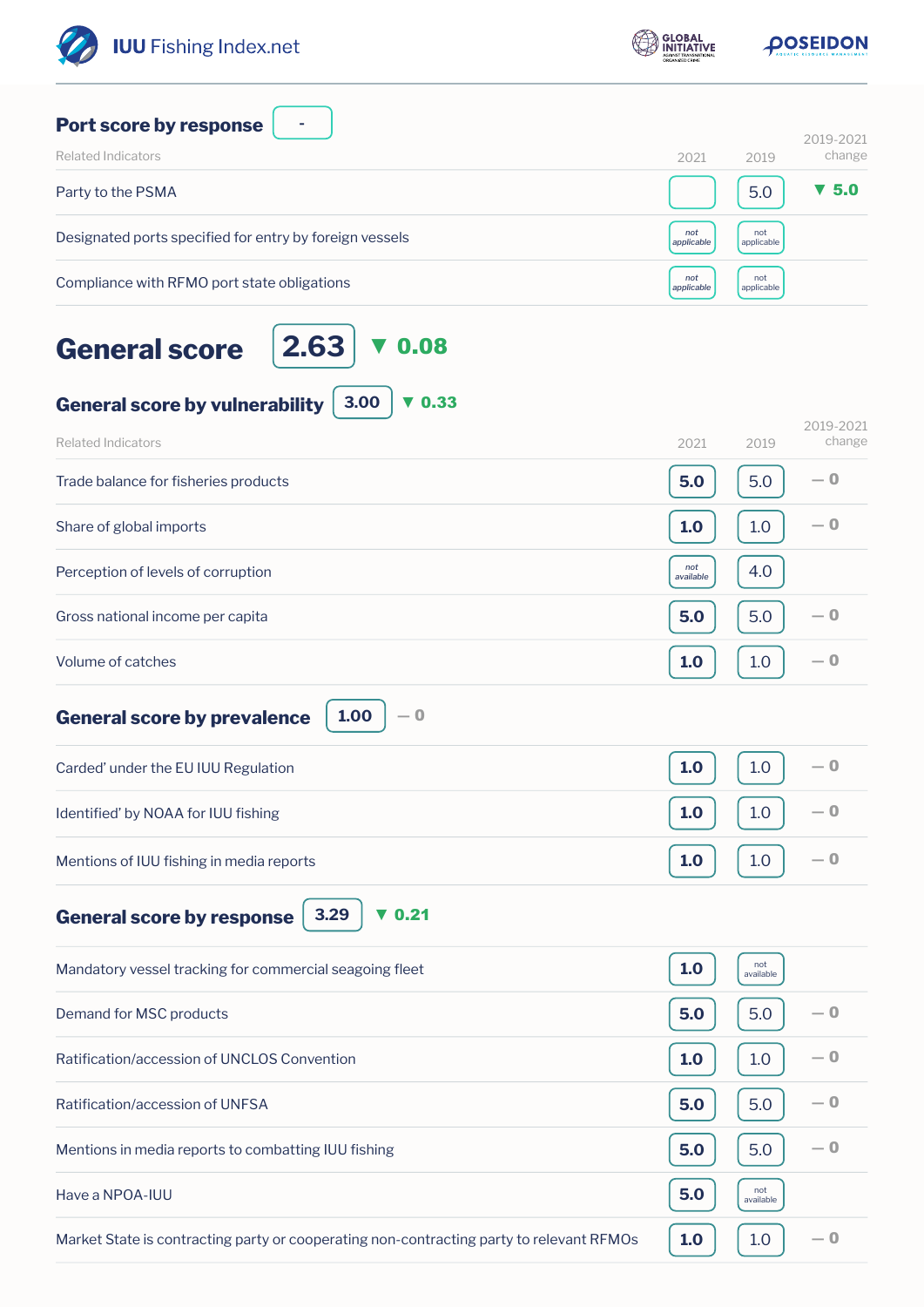## Port score by response -

| Related Indicators | 2021 | 2019 | 2019-2021 change |
|---|---|---|---|
| Party to the PSMA | | 5.0 | ▼ 5.0 |
| Designated ports specified for entry by foreign vessels | not applicable | not applicable | |
| Compliance with RFMO port state obligations | not applicable | not applicable | |

# General score 2.63 ▼ 0.08

## General score by vulnerability 3.00 ▼ 0.33

| Related Indicators | 2021 | 2019 | 2019-2021 change |
|---|---|---|---|
| Trade balance for fisheries products | 5.0 | 5.0 | — 0 |
| Share of global imports | 1.0 | 1.0 | — 0 |
| Perception of levels of corruption | not available | 4.0 | |
| Gross national income per capita | 5.0 | 5.0 | — 0 |
| Volume of catches | 1.0 | 1.0 | — 0 |

## General score by prevalence 1.00 — 0

| Related Indicators | 2021 | 2019 | 2019-2021 change |
|---|---|---|---|
| Carded' under the EU IUU Regulation | 1.0 | 1.0 | — 0 |
| Identified' by NOAA for IUU fishing | 1.0 | 1.0 | — 0 |
| Mentions of IUU fishing in media reports | 1.0 | 1.0 | — 0 |

## General score by response 3.29 ▼ 0.21

| Related Indicators | 2021 | 2019 | 2019-2021 change |
|---|---|---|---|
| Mandatory vessel tracking for commercial seagoing fleet | 1.0 | not available | |
| Demand for MSC products | 5.0 | 5.0 | — 0 |
| Ratification/accession of UNCLOS Convention | 1.0 | 1.0 | — 0 |
| Ratification/accession of UNFSA | 5.0 | 5.0 | — 0 |
| Mentions in media reports to combatting IUU fishing | 5.0 | 5.0 | — 0 |
| Have a NPOA-IUU | 5.0 | not available | |
| Market State is contracting party or cooperating non-contracting party to relevant RFMOs | 1.0 | 1.0 | — 0 |